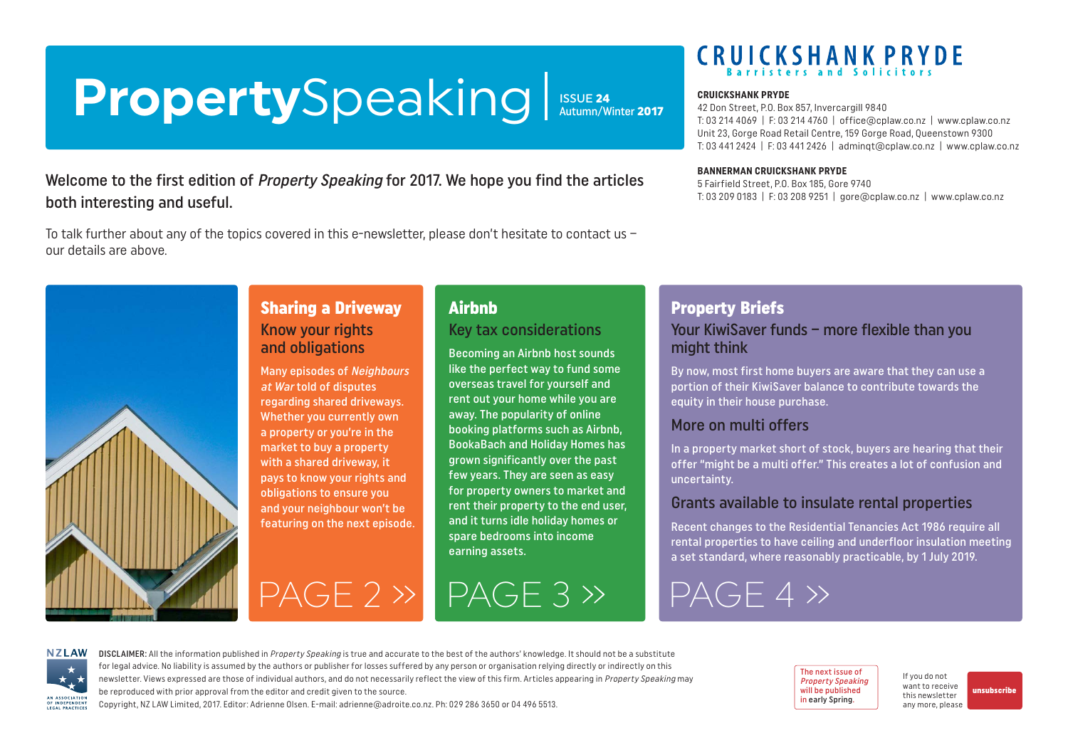# PropertySpeaking

ISSUE **24**
Autumn/Winter **2017**

**CRUICKSHANK PRYDE**
Barristers and Solicitors

**CRUICKSHANK PRYDE**
42 Don Street, P.O. Box 857, Invercargill 9840
T: 03 214 4069 | F: 03 214 4760 | office@cplaw.co.nz | www.cplaw.co.nz
Unit 23, Gorge Road Retail Centre, 159 Gorge Road, Queenstown 9300
T: 03 441 2424 | F: 03 441 2426 | adminqt@cplaw.co.nz | www.cplaw.co.nz

**BANNERMAN CRUICKSHANK PRYDE**
5 Fairfield Street, P.O. Box 185, Gore 9740
T: 03 209 0183 | F: 03 208 9251 | gore@cplaw.co.nz | www.cplaw.co.nz

Welcome to the first edition of *Property Speaking* for 2017. We hope you find the articles both interesting and useful.

To talk further about any of the topics covered in this e-newsletter, please don't hesitate to contact us – our details are above.

## Sharing a Driveway

### Know your rights and obligations

Many episodes of *Neighbours at War* told of disputes regarding shared driveways. Whether you currently own a property or you're in the market to buy a property with a shared driveway, it pays to know your rights and obligations to ensure you and your neighbour won't be featuring on the next episode.

PAGE 2 »

## Airbnb

### Key tax considerations

Becoming an Airbnb host sounds like the perfect way to fund some overseas travel for yourself and rent out your home while you are away. The popularity of online booking platforms such as Airbnb, BookaBach and Holiday Homes has grown significantly over the past few years. They are seen as easy for property owners to market and rent their property to the end user, and it turns idle holiday homes or spare bedrooms into income earning assets.

PAGE 3 »

## Property Briefs

### Your KiwiSaver funds – more flexible than you might think

By now, most first home buyers are aware that they can use a portion of their KiwiSaver balance to contribute towards the equity in their house purchase.

### More on multi offers

In a property market short of stock, buyers are hearing that their offer "might be a multi offer." This creates a lot of confusion and uncertainty.

### Grants available to insulate rental properties

Recent changes to the Residential Tenancies Act 1986 require all rental properties to have ceiling and underfloor insulation meeting a set standard, where reasonably practicable, by 1 July 2019.

PAGE 4 »

NZLAW – AN ASSOCIATION OF INDEPENDENT LEGAL PRACTICES

**DISCLAIMER:** All the information published in *Property Speaking* is true and accurate to the best of the authors' knowledge. It should not be a substitute for legal advice. No liability is assumed by the authors or publisher for losses suffered by any person or organisation relying directly or indirectly on this newsletter. Views expressed are those of individual authors, and do not necessarily reflect the view of this firm. Articles appearing in *Property Speaking* may be reproduced with prior approval from the editor and credit given to the source.
Copyright, NZ LAW Limited, 2017. Editor: Adrienne Olsen. E-mail: adrienne@adroite.co.nz. Ph: 029 286 3650 or 04 496 5513.

The next issue of *Property Speaking* will be published in early Spring.

If you do not want to receive this newsletter any more, please **unsubscribe**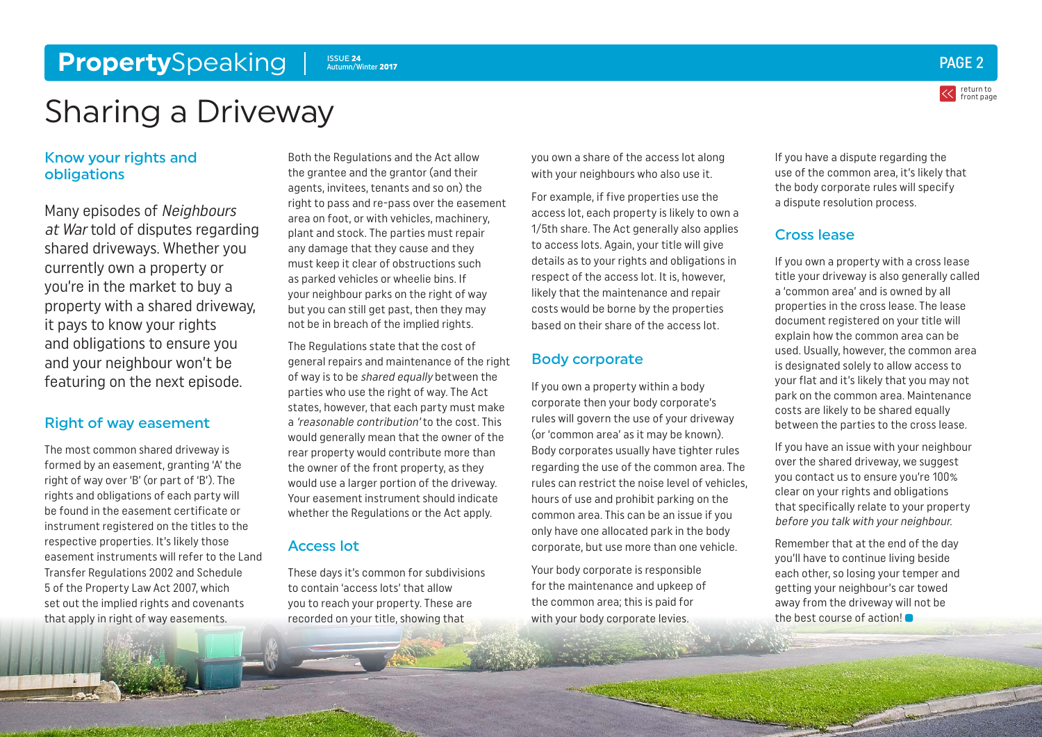# Sharing a Driveway

## Know your rights and obligations

Many episodes of *Neighbours at War* told of disputes regarding shared driveways. Whether you currently own a property or you're in the market to buy a property with a shared driveway, it pays to know your rights and obligations to ensure you and your neighbour won't be featuring on the next episode.

## Right of way easement

The most common shared driveway is formed by an easement, granting 'A' the right of way over 'B' (or part of 'B'). The rights and obligations of each party will be found in the easement certificate or instrument registered on the titles to the respective properties. It's likely those easement instruments will refer to the Land Transfer Regulations 2002 and Schedule 5 of the Property Law Act 2007, which set out the implied rights and covenants that apply in right of way easements.

Both the Regulations and the Act allow the grantee and the grantor (and their agents, invitees, tenants and so on) the right to pass and re-pass over the easement area on foot, or with vehicles, machinery, plant and stock. The parties must repair any damage that they cause and they must keep it clear of obstructions such as parked vehicles or wheelie bins. If your neighbour parks on the right of way but you can still get past, then they may not be in breach of the implied rights.

The Regulations state that the cost of general repairs and maintenance of the right of way is to be *shared equally* between the parties who use the right of way. The Act states, however, that each party must make a *'reasonable contribution'* to the cost. This would generally mean that the owner of the rear property would contribute more than the owner of the front property, as they would use a larger portion of the driveway. Your easement instrument should indicate whether the Regulations or the Act apply.

## Access lot

These days it's common for subdivisions to contain 'access lots' that allow you to reach your property. These are recorded on your title, showing that you own a share of the access lot along with your neighbours who also use it.

For example, if five properties use the access lot, each property is likely to own a 1/5th share. The Act generally also applies to access lots. Again, your title will give details as to your rights and obligations in respect of the access lot. It is, however, likely that the maintenance and repair costs would be borne by the properties based on their share of the access lot.

## Body corporate

If you own a property within a body corporate then your body corporate's rules will govern the use of your driveway (or 'common area' as it may be known). Body corporates usually have tighter rules regarding the use of the common area. The rules can restrict the noise level of vehicles, hours of use and prohibit parking on the common area. This can be an issue if you only have one allocated park in the body corporate, but use more than one vehicle.

Your body corporate is responsible for the maintenance and upkeep of the common area; this is paid for with your body corporate levies.

If you have a dispute regarding the use of the common area, it's likely that the body corporate rules will specify a dispute resolution process.

## Cross lease

If you own a property with a cross lease title your driveway is also generally called a 'common area' and is owned by all properties in the cross lease. The lease document registered on your title will explain how the common area can be used. Usually, however, the common area is designated solely to allow access to your flat and it's likely that you may not park on the common area. Maintenance costs are likely to be shared equally between the parties to the cross lease.

If you have an issue with your neighbour over the shared driveway, we suggest you contact us to ensure you're 100% clear on your rights and obligations that specifically relate to your property *before you talk with your neighbour.*

Remember that at the end of the day you'll have to continue living beside each other, so losing your temper and getting your neighbour's car towed away from the driveway will not be the best course of action!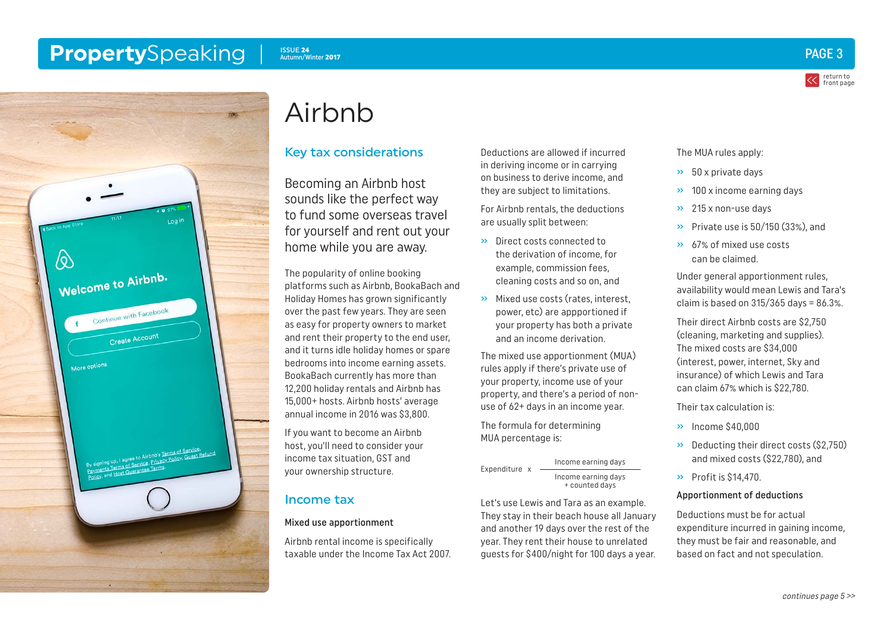# Airbnb

## Key tax considerations

Becoming an Airbnb host sounds like the perfect way to fund some overseas travel for yourself and rent out your home while you are away.

The popularity of online booking platforms such as Airbnb, BookaBach and Holiday Homes has grown significantly over the past few years. They are seen as easy for property owners to market and rent their property to the end user, and it turns idle holiday homes or spare bedrooms into income earning assets. BookaBach currently has more than 12,200 holiday rentals and Airbnb has 15,000+ hosts. Airbnb hosts' average annual income in 2016 was $3,800.

If you want to become an Airbnb host, you'll need to consider your income tax situation, GST and your ownership structure.

## Income tax

### Mixed use apportionment

Airbnb rental income is specifically taxable under the Income Tax Act 2007.

Deductions are allowed if incurred in deriving income or in carrying on business to derive income, and they are subject to limitations.

For Airbnb rentals, the deductions are usually split between:

- Direct costs connected to the derivation of income, for example, commission fees, cleaning costs and so on, and
- Mixed use costs (rates, interest, power, etc) are appportioned if your property has both a private and an income derivation.

The mixed use apportionment (MUA) rules apply if there's private use of your property, income use of your property, and there's a period of non-use of 62+ days in an income year.

The formula for determining MUA percentage is:

$$\text{Expenditure} \times \frac{\text{Income earning days}}{\text{Income earning days} + \text{counted days}}$$

Let's use Lewis and Tara as an example. They stay in their beach house all January and another 19 days over the rest of the year. They rent their house to unrelated guests for $400/night for 100 days a year.

The MUA rules apply:

- 50 x private days
- 100 x income earning days
- 215 x non-use days
- Private use is 50/150 (33%), and
- 67% of mixed use costs can be claimed.

Under general apportionment rules, availability would mean Lewis and Tara's claim is based on 315/365 days = 86.3%.

Their direct Airbnb costs are $2,750 (cleaning, marketing and supplies). The mixed costs are $34,000 (interest, power, internet, Sky and insurance) of which Lewis and Tara can claim 67% which is $22,780.

Their tax calculation is:

- Income $40,000
- Deducting their direct costs ($2,750) and mixed costs ($22,780), and
- Profit is $14,470.

### Apportionment of deductions

Deductions must be for actual expenditure incurred in gaining income, they must be fair and reasonable, and based on fact and not speculation.

*continues page 5 >>*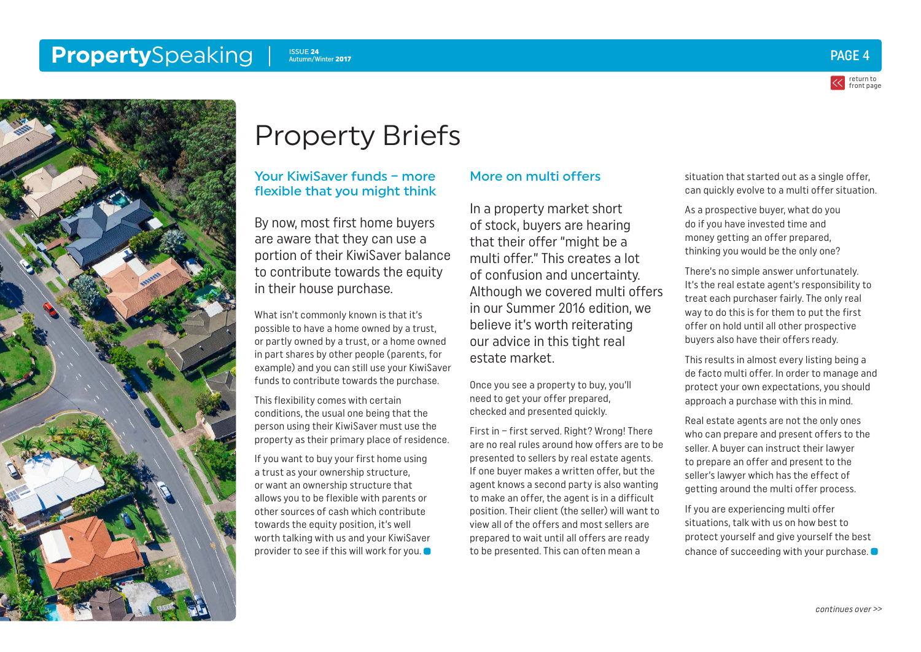# Property Briefs

## Your KiwiSaver funds – more flexible that you might think

By now, most first home buyers are aware that they can use a portion of their KiwiSaver balance to contribute towards the equity in their house purchase.

What isn't commonly known is that it's possible to have a home owned by a trust, or partly owned by a trust, or a home owned in part shares by other people (parents, for example) and you can still use your KiwiSaver funds to contribute towards the purchase.

This flexibility comes with certain conditions, the usual one being that the person using their KiwiSaver must use the property as their primary place of residence.

If you want to buy your first home using a trust as your ownership structure, or want an ownership structure that allows you to be flexible with parents or other sources of cash which contribute towards the equity position, it's well worth talking with us and your KiwiSaver provider to see if this will work for you.

## More on multi offers

In a property market short of stock, buyers are hearing that their offer "might be a multi offer." This creates a lot of confusion and uncertainty. Although we covered multi offers in our Summer 2016 edition, we believe it's worth reiterating our advice in this tight real estate market.

Once you see a property to buy, you'll need to get your offer prepared, checked and presented quickly.

First in – first served. Right? Wrong! There are no real rules around how offers are to be presented to sellers by real estate agents. If one buyer makes a written offer, but the agent knows a second party is also wanting to make an offer, the agent is in a difficult position. Their client (the seller) will want to view all of the offers and most sellers are prepared to wait until all offers are ready to be presented. This can often mean a situation that started out as a single offer, can quickly evolve to a multi offer situation.

As a prospective buyer, what do you do if you have invested time and money getting an offer prepared, thinking you would be the only one?

There's no simple answer unfortunately. It's the real estate agent's responsibility to treat each purchaser fairly. The only real way to do this is for them to put the first offer on hold until all other prospective buyers also have their offers ready.

This results in almost every listing being a de facto multi offer. In order to manage and protect your own expectations, you should approach a purchase with this in mind.

Real estate agents are not the only ones who can prepare and present offers to the seller. A buyer can instruct their lawyer to prepare an offer and present to the seller's lawyer which has the effect of getting around the multi offer process.

If you are experiencing multi offer situations, talk with us on how best to protect yourself and give yourself the best chance of succeeding with your purchase.

*continues over >>*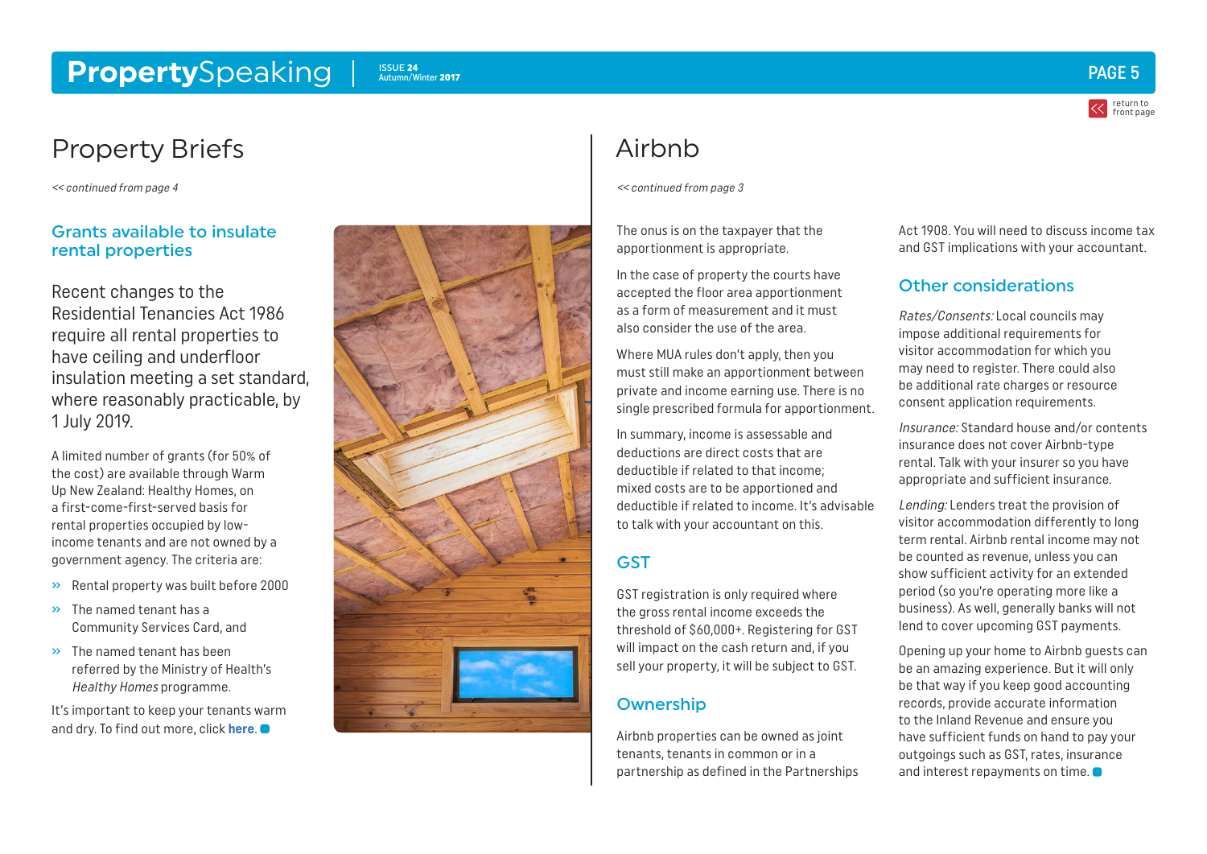# Property Briefs

*<< continued from page 4*

## Grants available to insulate rental properties

Recent changes to the Residential Tenancies Act 1986 require all rental properties to have ceiling and underfloor insulation meeting a set standard, where reasonably practicable, by 1 July 2019.

A limited number of grants (for 50% of the cost) are available through Warm Up New Zealand: Healthy Homes, on a first-come-first-served basis for rental properties occupied by low-income tenants and are not owned by a government agency. The criteria are:

- Rental property was built before 2000
- The named tenant has a Community Services Card, and
- The named tenant has been referred by the Ministry of Health's *Healthy Homes* programme.

It's important to keep your tenants warm and dry. To find out more, click **here**.

# Airbnb

*<< continued from page 3*

The onus is on the taxpayer that the apportionment is appropriate.

In the case of property the courts have accepted the floor area apportionment as a form of measurement and it must also consider the use of the area.

Where MUA rules don't apply, then you must still make an apportionment between private and income earning use. There is no single prescribed formula for apportionment.

In summary, income is assessable and deductions are direct costs that are deductible if related to that income; mixed costs are to be apportioned and deductible if related to income. It's advisable to talk with your accountant on this.

## GST

GST registration is only required where the gross rental income exceeds the threshold of $60,000+. Registering for GST will impact on the cash return and, if you sell your property, it will be subject to GST.

## Ownership

Airbnb properties can be owned as joint tenants, tenants in common or in a partnership as defined in the Partnerships Act 1908. You will need to discuss income tax and GST implications with your accountant.

## Other considerations

*Rates/Consents:* Local councils may impose additional requirements for visitor accommodation for which you may need to register. There could also be additional rate charges or resource consent application requirements.

*Insurance:* Standard house and/or contents insurance does not cover Airbnb-type rental. Talk with your insurer so you have appropriate and sufficient insurance.

*Lending:* Lenders treat the provision of visitor accommodation differently to long term rental. Airbnb rental income may not be counted as revenue, unless you can show sufficient activity for an extended period (so you're operating more like a business). As well, generally banks will not lend to cover upcoming GST payments.

Opening up your home to Airbnb guests can be an amazing experience. But it will only be that way if you keep good accounting records, provide accurate information to the Inland Revenue and ensure you have sufficient funds on hand to pay your outgoings such as GST, rates, insurance and interest repayments on time.